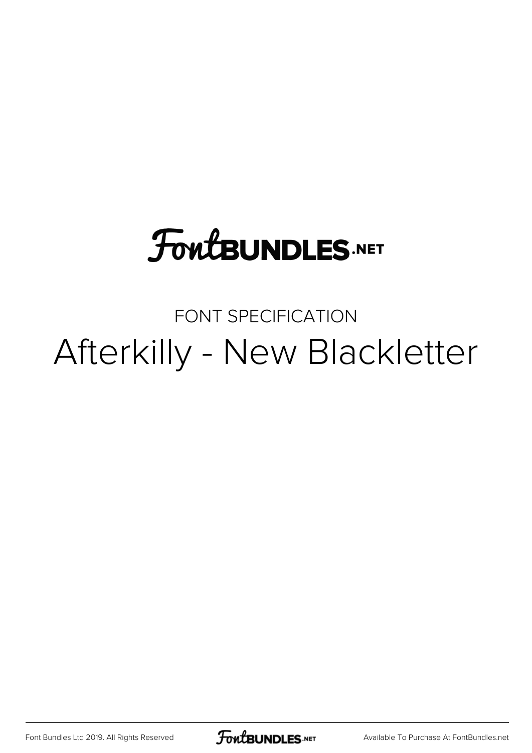# FontBUNDLES.NET

FONT SPECIFICATION

## Afterkilly - New Blackletter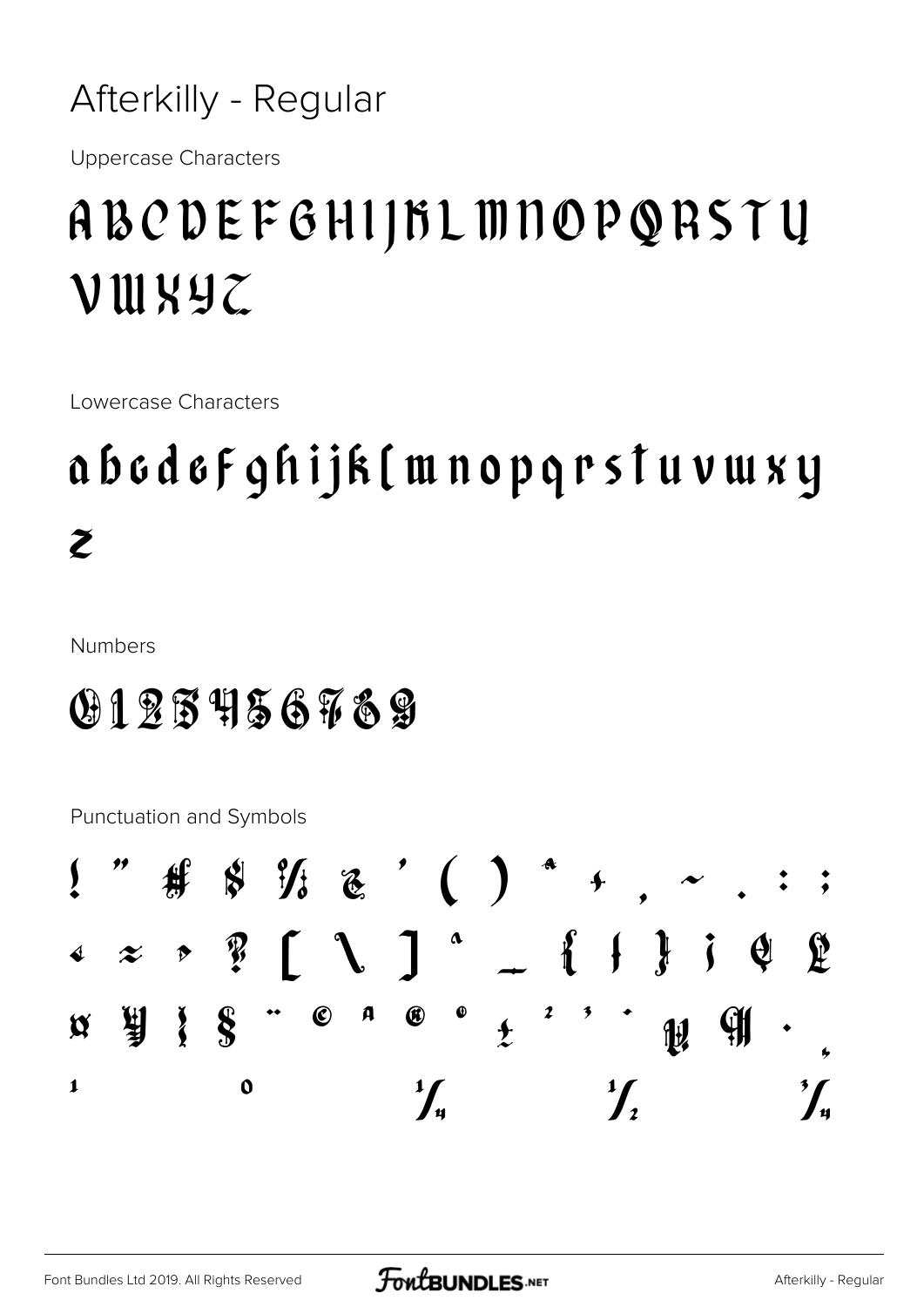# Afterkilly - Regular

Uppercase Characters

ABCDEFGHIJKLMNOPQRSTU
VWXYZ

Lowercase Characters

abcdefghijklmnopqrstuvwxy
z

Numbers

0123456789

Punctuation and Symbols

! " # $ % & ' ( ) * + , - . : ;
< = > ? [ \ ] ^ _ { | } ¡ ¢ £
¤ ¥ ¦ § ¨ © ª « ¬ ® ¯ ° ± ² ³ ´ µ ¶ ·
¸ ¹ º ¼ ½ ¾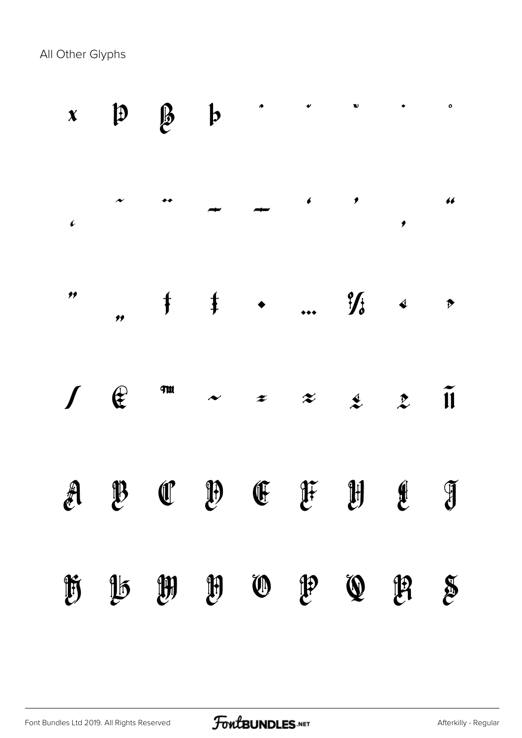All Other Glyphs

x Þ ẞ þ ˙ ˇ ˘ ˙ ˚

¸ ˜ ˝ – — ' ' ‚ "

" „ † ‡ • … ‰ ‹ ›

⁄ € ™ ∼ ≠ ≈ ≤ ≥ ῐ

A B C D E F H I J

K L M N O P Q R S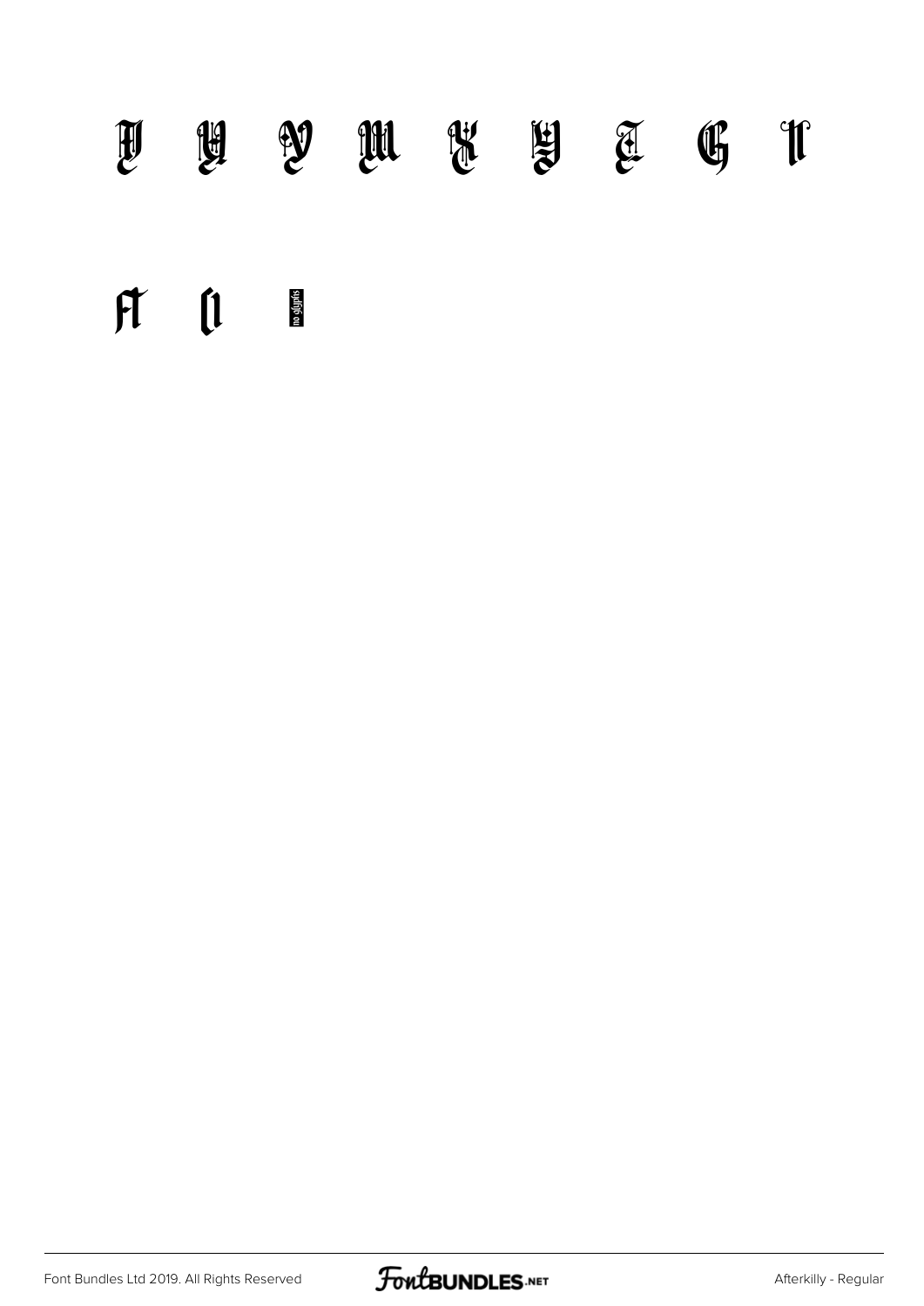Ŵ Ŷ Ÿ Ẁ Ẍ Ỳ Ẑ Ĝ Ť

ﬅ ſl no glyphs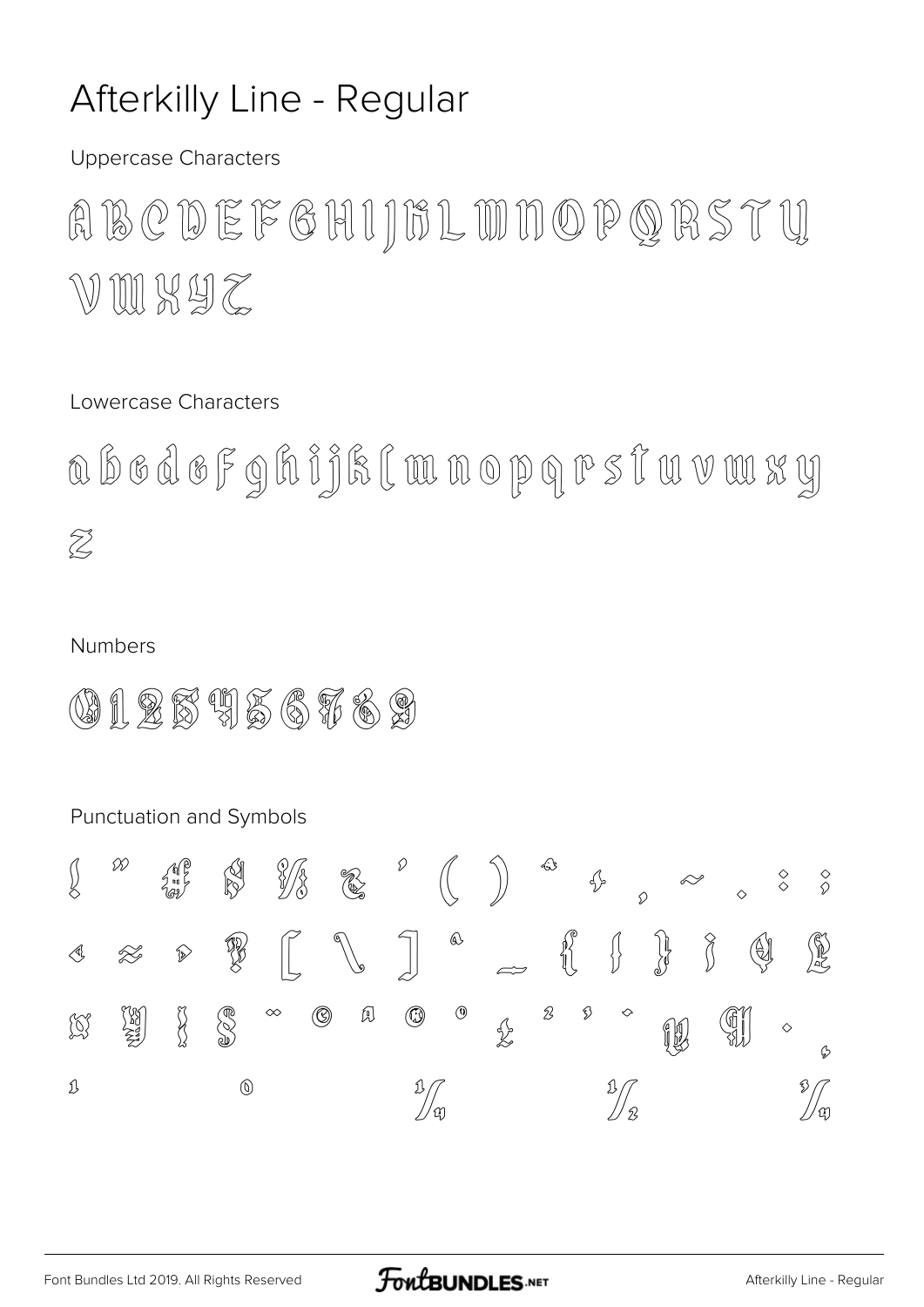# Afterkilly Line - Regular

Uppercase Characters

A B C D E F G H I J K L M N O P Q R S T U V W X Y Z

Lowercase Characters

a b c d e f g h i j k l m n o p q r s t u v w x y z

Numbers

0 1 2 3 4 5 6 7 8 9

Punctuation and Symbols

! " # $ % & ' ( ) * + , - . : ;

< = > ? [ \ ] ^ _ { | } ¡ ¢ £

¤ ¥ ¦ § ¨ © ª « ¬ ® ¯ ° ± ² ³ ´ µ ¶ · ¸

¹ º ¼ ½ ¾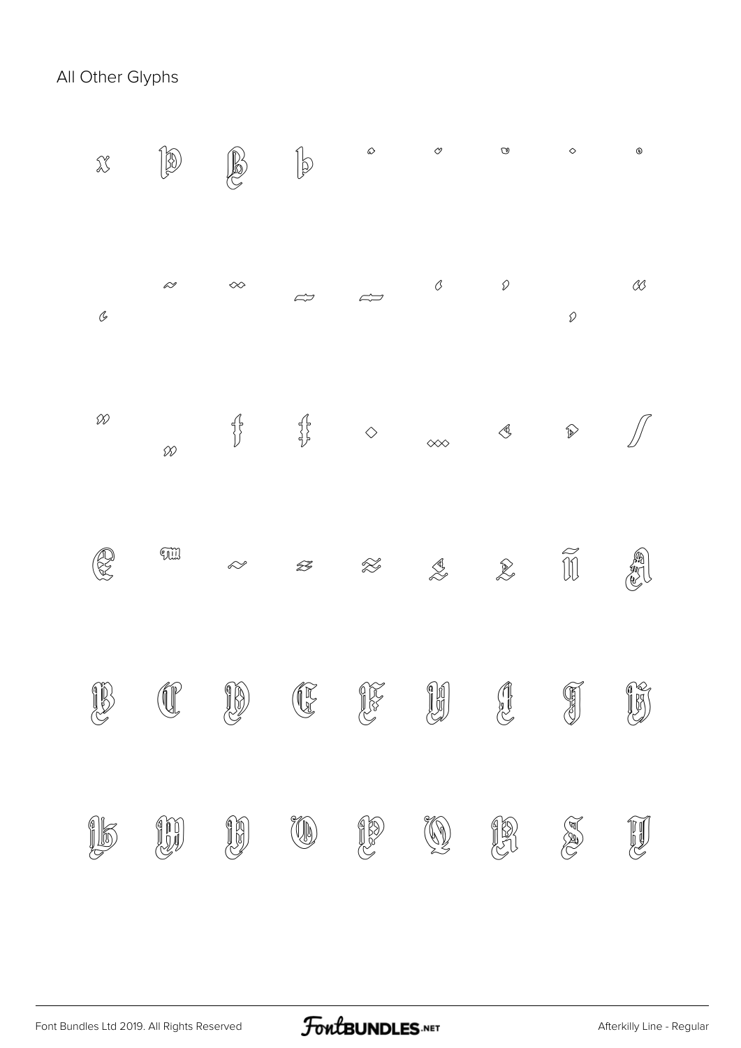All Other Glyphs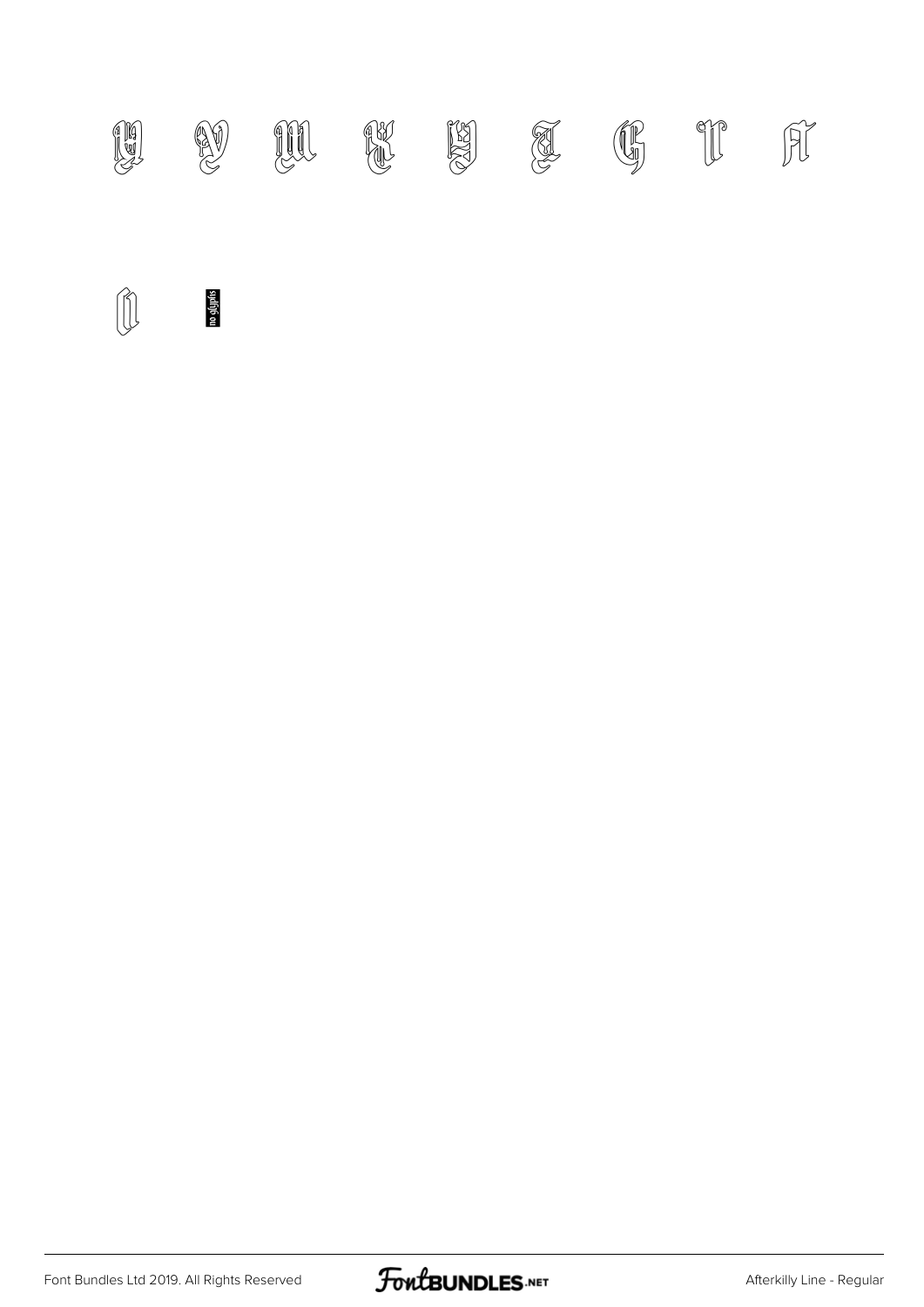Ÿ Ý Ŵ Ẍ Ŷ Ẑ Ĝ Ĩ Ṫ

Ū no glyphs